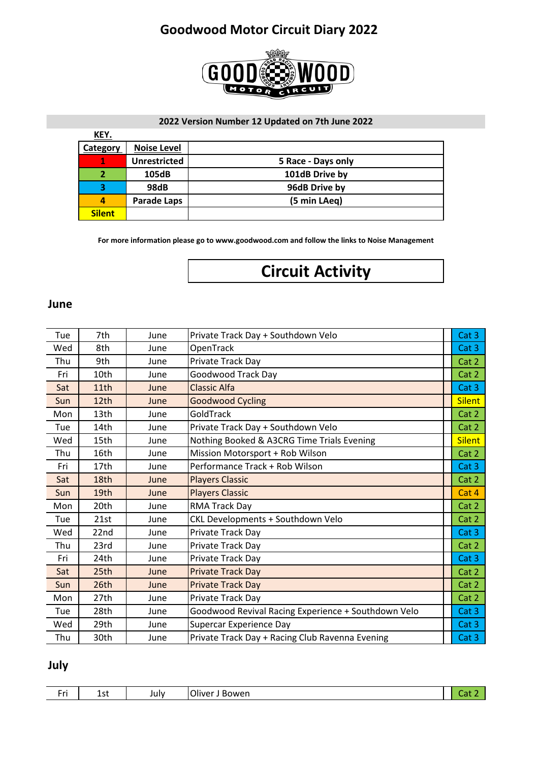# Goodwood Motor Circuit Diary 2022

**2022 Version Number 12 Updated on 7th June 2022**

**KEY.**

| Category | Noise Level | |
|---|---|---|
| 1 | Unrestricted | 5 Race - Days only |
| 2 | 105dB | 101dB Drive by |
| 3 | 98dB | 96dB Drive by |
| 4 | Parade Laps | (5 min LAeq) |
| Silent | | |

**For more information please go to www.goodwood.com and follow the links to Noise Management**

## Circuit Activity

### June

| | | | | |
|---|---|---|---|---|
| Tue | 7th | June | Private Track Day + Southdown Velo | Cat 3 |
| Wed | 8th | June | OpenTrack | Cat 3 |
| Thu | 9th | June | Private Track Day | Cat 2 |
| Fri | 10th | June | Goodwood Track Day | Cat 2 |
| Sat | 11th | June | Classic Alfa | Cat 3 |
| Sun | 12th | June | Goodwood Cycling | Silent |
| Mon | 13th | June | GoldTrack | Cat 2 |
| Tue | 14th | June | Private Track Day + Southdown Velo | Cat 2 |
| Wed | 15th | June | Nothing Booked & A3CRG Time Trials Evening | Silent |
| Thu | 16th | June | Mission Motorsport + Rob Wilson | Cat 2 |
| Fri | 17th | June | Performance Track + Rob Wilson | Cat 3 |
| Sat | 18th | June | Players Classic | Cat 2 |
| Sun | 19th | June | Players Classic | Cat 4 |
| Mon | 20th | June | RMA Track Day | Cat 2 |
| Tue | 21st | June | CKL Developments + Southdown Velo | Cat 2 |
| Wed | 22nd | June | Private Track Day | Cat 3 |
| Thu | 23rd | June | Private Track Day | Cat 2 |
| Fri | 24th | June | Private Track Day | Cat 3 |
| Sat | 25th | June | Private Track Day | Cat 2 |
| Sun | 26th | June | Private Track Day | Cat 2 |
| Mon | 27th | June | Private Track Day | Cat 2 |
| Tue | 28th | June | Goodwood Revival Racing Experience + Southdown Velo | Cat 3 |
| Wed | 29th | June | Supercar Experience Day | Cat 3 |
| Thu | 30th | June | Private Track Day + Racing Club Ravenna Evening | Cat 3 |

### July

| | | | | |
|---|---|---|---|---|
| Fri | 1st | July | Oliver J Bowen | Cat 2 |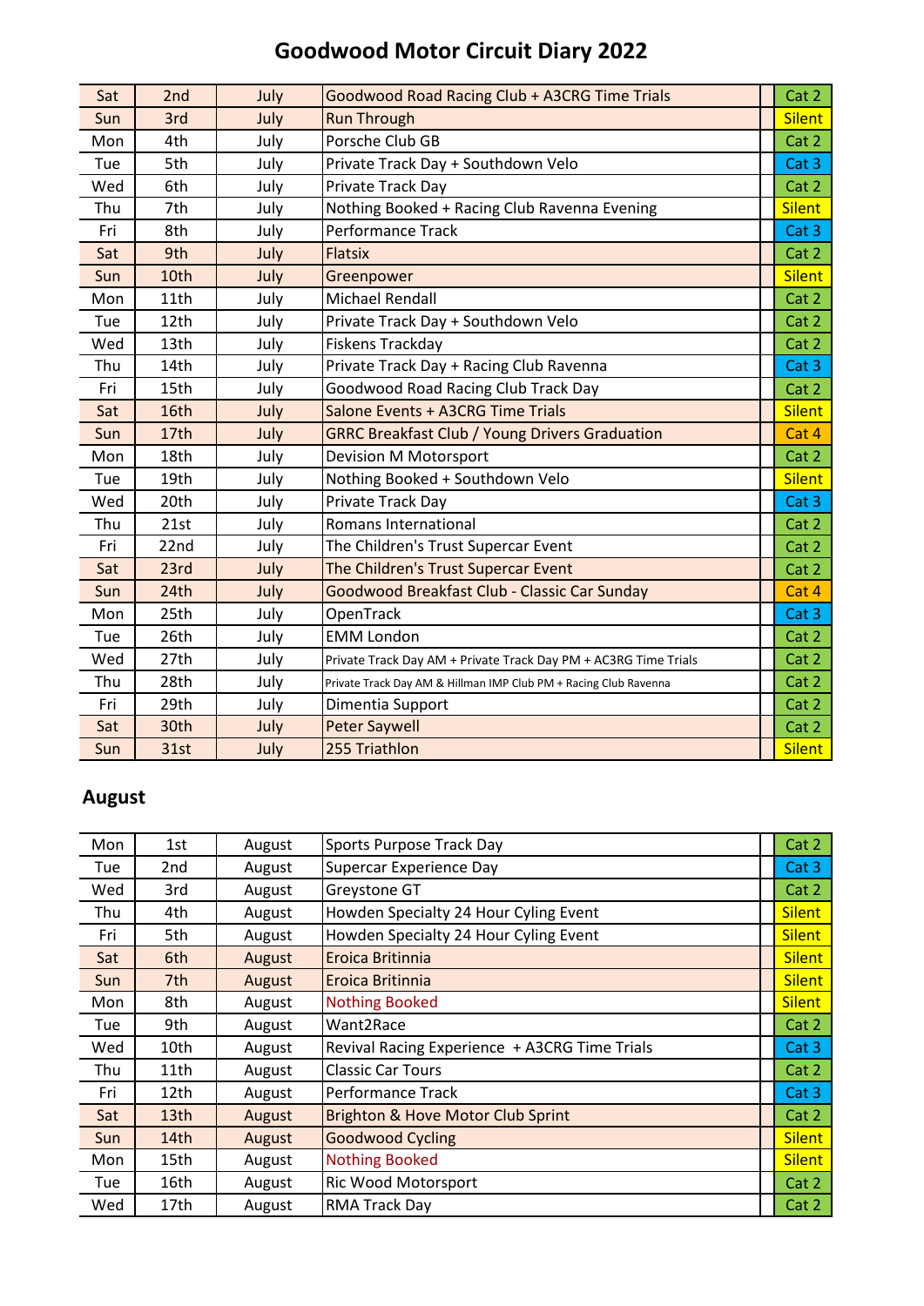# Goodwood Motor Circuit Diary 2022

| | | | | | |
|---|---|---|---|---|---|
| Sat | 2nd | July | Goodwood Road Racing Club + A3CRG Time Trials | | Cat 2 |
| Sun | 3rd | July | Run Through | | Silent |
| Mon | 4th | July | Porsche Club GB | | Cat 2 |
| Tue | 5th | July | Private Track Day + Southdown Velo | | Cat 3 |
| Wed | 6th | July | Private Track Day | | Cat 2 |
| Thu | 7th | July | Nothing Booked + Racing Club Ravenna Evening | | Silent |
| Fri | 8th | July | Performance Track | | Cat 3 |
| Sat | 9th | July | Flatsix | | Cat 2 |
| Sun | 10th | July | Greenpower | | Silent |
| Mon | 11th | July | Michael Rendall | | Cat 2 |
| Tue | 12th | July | Private Track Day + Southdown Velo | | Cat 2 |
| Wed | 13th | July | Fiskens Trackday | | Cat 2 |
| Thu | 14th | July | Private Track Day + Racing Club Ravenna | | Cat 3 |
| Fri | 15th | July | Goodwood Road Racing Club Track Day | | Cat 2 |
| Sat | 16th | July | Salone Events + A3CRG Time Trials | | Silent |
| Sun | 17th | July | GRRC Breakfast Club / Young Drivers Graduation | | Cat 4 |
| Mon | 18th | July | Devision M Motorsport | | Cat 2 |
| Tue | 19th | July | Nothing Booked + Southdown Velo | | Silent |
| Wed | 20th | July | Private Track Day | | Cat 3 |
| Thu | 21st | July | Romans International | | Cat 2 |
| Fri | 22nd | July | The Children's Trust Supercar Event | | Cat 2 |
| Sat | 23rd | July | The Children's Trust Supercar Event | | Cat 2 |
| Sun | 24th | July | Goodwood Breakfast Club - Classic Car Sunday | | Cat 4 |
| Mon | 25th | July | OpenTrack | | Cat 3 |
| Tue | 26th | July | EMM London | | Cat 2 |
| Wed | 27th | July | Private Track Day AM + Private Track Day PM + AC3RG Time Trials | | Cat 2 |
| Thu | 28th | July | Private Track Day AM & Hillman IMP Club PM + Racing Club Ravenna | | Cat 2 |
| Fri | 29th | July | Dimentia Support | | Cat 2 |
| Sat | 30th | July | Peter Saywell | | Cat 2 |
| Sun | 31st | July | 255 Triathlon | | Silent |

## August

| | | | | | |
|---|---|---|---|---|---|
| Mon | 1st | August | Sports Purpose Track Day | | Cat 2 |
| Tue | 2nd | August | Supercar Experience Day | | Cat 3 |
| Wed | 3rd | August | Greystone GT | | Cat 2 |
| Thu | 4th | August | Howden Specialty 24 Hour Cyling Event | | Silent |
| Fri | 5th | August | Howden Specialty 24 Hour Cyling Event | | Silent |
| Sat | 6th | August | Eroica Britinnia | | Silent |
| Sun | 7th | August | Eroica Britinnia | | Silent |
| Mon | 8th | August | Nothing Booked | | Silent |
| Tue | 9th | August | Want2Race | | Cat 2 |
| Wed | 10th | August | Revival Racing Experience + A3CRG Time Trials | | Cat 3 |
| Thu | 11th | August | Classic Car Tours | | Cat 2 |
| Fri | 12th | August | Performance Track | | Cat 3 |
| Sat | 13th | August | Brighton & Hove Motor Club Sprint | | Cat 2 |
| Sun | 14th | August | Goodwood Cycling | | Silent |
| Mon | 15th | August | Nothing Booked | | Silent |
| Tue | 16th | August | Ric Wood Motorsport | | Cat 2 |
| Wed | 17th | August | RMA Track Day | | Cat 2 |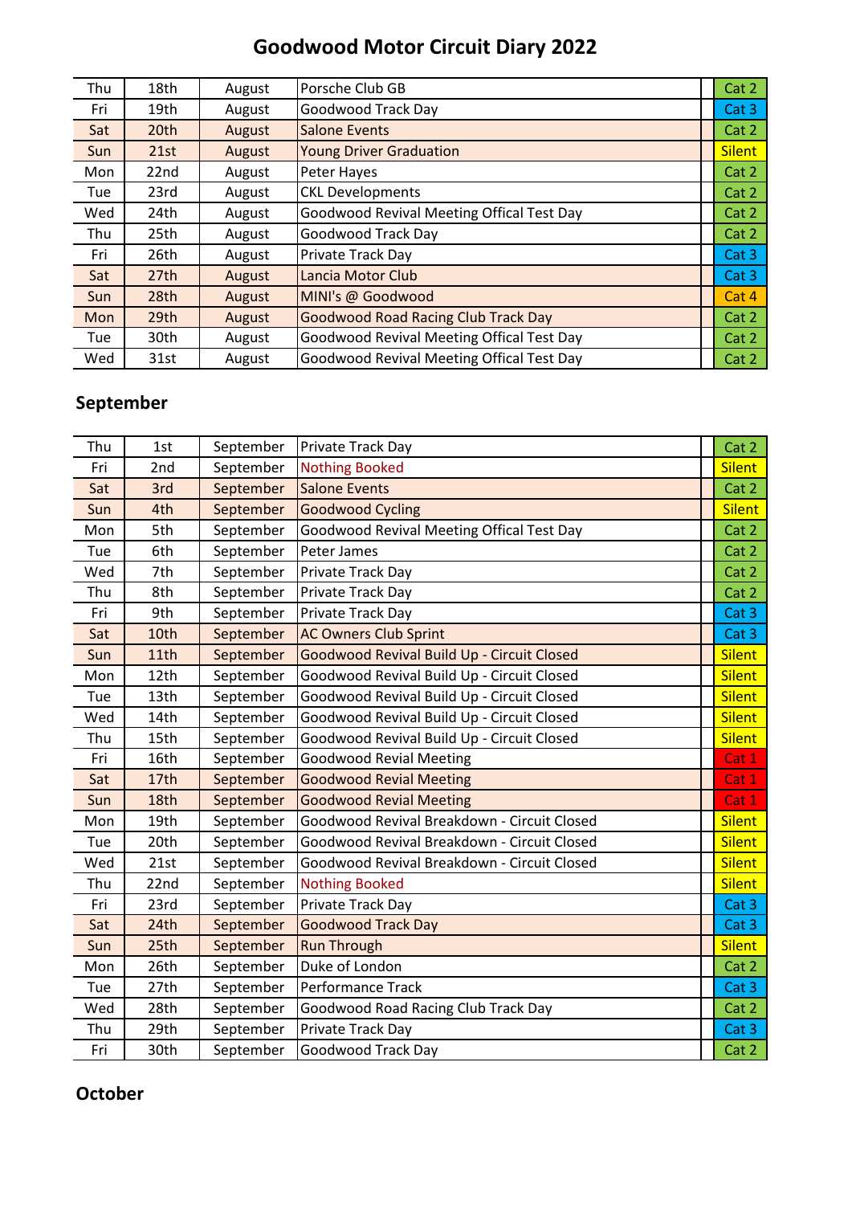# Goodwood Motor Circuit Diary 2022

| | | | | |
|---|---|---|---|---|
| Thu | 18th | August | Porsche Club GB | Cat 2 |
| Fri | 19th | August | Goodwood Track Day | Cat 3 |
| Sat | 20th | August | Salone Events | Cat 2 |
| Sun | 21st | August | Young Driver Graduation | Silent |
| Mon | 22nd | August | Peter Hayes | Cat 2 |
| Tue | 23rd | August | CKL Developments | Cat 2 |
| Wed | 24th | August | Goodwood Revival Meeting Offical Test Day | Cat 2 |
| Thu | 25th | August | Goodwood Track Day | Cat 2 |
| Fri | 26th | August | Private Track Day | Cat 3 |
| Sat | 27th | August | Lancia Motor Club | Cat 3 |
| Sun | 28th | August | MINI's @ Goodwood | Cat 4 |
| Mon | 29th | August | Goodwood Road Racing Club Track Day | Cat 2 |
| Tue | 30th | August | Goodwood Revival Meeting Offical Test Day | Cat 2 |
| Wed | 31st | August | Goodwood Revival Meeting Offical Test Day | Cat 2 |

## September

| | | | | |
|---|---|---|---|---|
| Thu | 1st | September | Private Track Day | Cat 2 |
| Fri | 2nd | September | Nothing Booked | Silent |
| Sat | 3rd | September | Salone Events | Cat 2 |
| Sun | 4th | September | Goodwood Cycling | Silent |
| Mon | 5th | September | Goodwood Revival Meeting Offical Test Day | Cat 2 |
| Tue | 6th | September | Peter James | Cat 2 |
| Wed | 7th | September | Private Track Day | Cat 2 |
| Thu | 8th | September | Private Track Day | Cat 2 |
| Fri | 9th | September | Private Track Day | Cat 3 |
| Sat | 10th | September | AC Owners Club Sprint | Cat 3 |
| Sun | 11th | September | Goodwood Revival Build Up - Circuit Closed | Silent |
| Mon | 12th | September | Goodwood Revival Build Up - Circuit Closed | Silent |
| Tue | 13th | September | Goodwood Revival Build Up - Circuit Closed | Silent |
| Wed | 14th | September | Goodwood Revival Build Up - Circuit Closed | Silent |
| Thu | 15th | September | Goodwood Revival Build Up - Circuit Closed | Silent |
| Fri | 16th | September | Goodwood Revial Meeting | Cat 1 |
| Sat | 17th | September | Goodwood Revial Meeting | Cat 1 |
| Sun | 18th | September | Goodwood Revial Meeting | Cat 1 |
| Mon | 19th | September | Goodwood Revival Breakdown - Circuit Closed | Silent |
| Tue | 20th | September | Goodwood Revival Breakdown - Circuit Closed | Silent |
| Wed | 21st | September | Goodwood Revival Breakdown - Circuit Closed | Silent |
| Thu | 22nd | September | Nothing Booked | Silent |
| Fri | 23rd | September | Private Track Day | Cat 3 |
| Sat | 24th | September | Goodwood Track Day | Cat 3 |
| Sun | 25th | September | Run Through | Silent |
| Mon | 26th | September | Duke of London | Cat 2 |
| Tue | 27th | September | Performance Track | Cat 3 |
| Wed | 28th | September | Goodwood Road Racing Club Track Day | Cat 2 |
| Thu | 29th | September | Private Track Day | Cat 3 |
| Fri | 30th | September | Goodwood Track Day | Cat 2 |

## October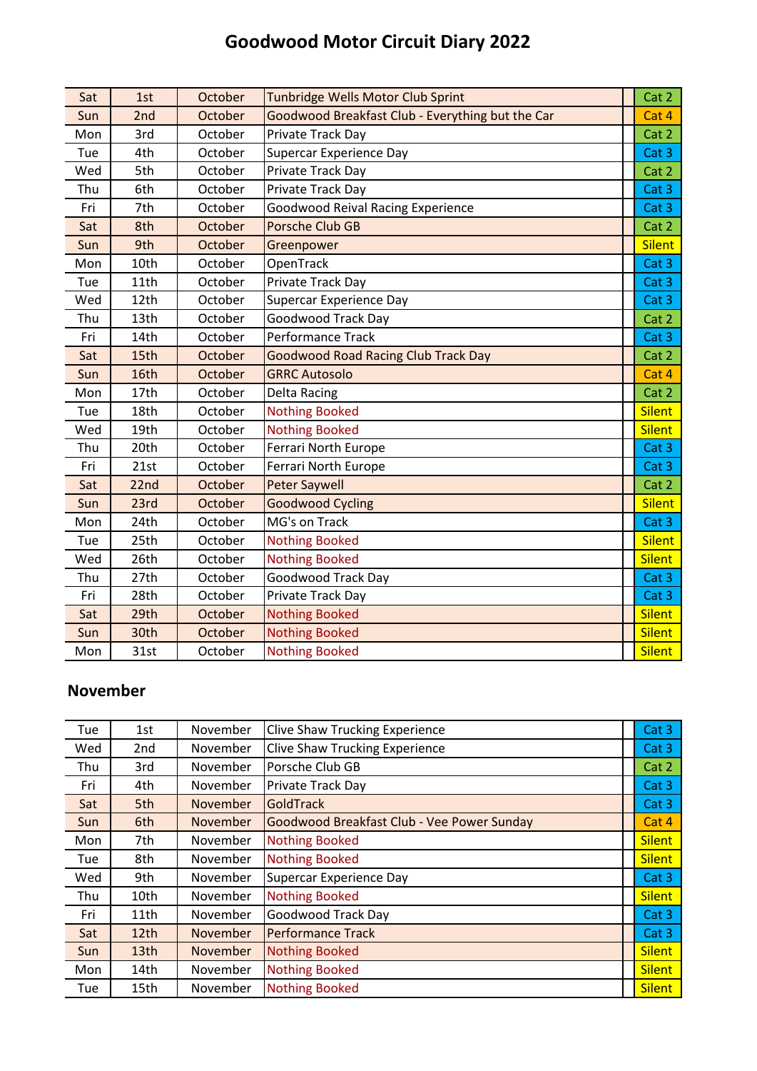# Goodwood Motor Circuit Diary 2022

| | | | | |
|---|---|---|---|---|
| Sat | 1st | October | Tunbridge Wells Motor Club Sprint | Cat 2 |
| Sun | 2nd | October | Goodwood Breakfast Club - Everything but the Car | Cat 4 |
| Mon | 3rd | October | Private Track Day | Cat 2 |
| Tue | 4th | October | Supercar Experience Day | Cat 3 |
| Wed | 5th | October | Private Track Day | Cat 2 |
| Thu | 6th | October | Private Track Day | Cat 3 |
| Fri | 7th | October | Goodwood Reival Racing Experience | Cat 3 |
| Sat | 8th | October | Porsche Club GB | Cat 2 |
| Sun | 9th | October | Greenpower | Silent |
| Mon | 10th | October | OpenTrack | Cat 3 |
| Tue | 11th | October | Private Track Day | Cat 3 |
| Wed | 12th | October | Supercar Experience Day | Cat 3 |
| Thu | 13th | October | Goodwood Track Day | Cat 2 |
| Fri | 14th | October | Performance Track | Cat 3 |
| Sat | 15th | October | Goodwood Road Racing Club Track Day | Cat 2 |
| Sun | 16th | October | GRRC Autosolo | Cat 4 |
| Mon | 17th | October | Delta Racing | Cat 2 |
| Tue | 18th | October | Nothing Booked | Silent |
| Wed | 19th | October | Nothing Booked | Silent |
| Thu | 20th | October | Ferrari North Europe | Cat 3 |
| Fri | 21st | October | Ferrari North Europe | Cat 3 |
| Sat | 22nd | October | Peter Saywell | Cat 2 |
| Sun | 23rd | October | Goodwood Cycling | Silent |
| Mon | 24th | October | MG's on Track | Cat 3 |
| Tue | 25th | October | Nothing Booked | Silent |
| Wed | 26th | October | Nothing Booked | Silent |
| Thu | 27th | October | Goodwood Track Day | Cat 3 |
| Fri | 28th | October | Private Track Day | Cat 3 |
| Sat | 29th | October | Nothing Booked | Silent |
| Sun | 30th | October | Nothing Booked | Silent |
| Mon | 31st | October | Nothing Booked | Silent |

## November

| | | | | |
|---|---|---|---|---|
| Tue | 1st | November | Clive Shaw Trucking Experience | Cat 3 |
| Wed | 2nd | November | Clive Shaw Trucking Experience | Cat 3 |
| Thu | 3rd | November | Porsche Club GB | Cat 2 |
| Fri | 4th | November | Private Track Day | Cat 3 |
| Sat | 5th | November | GoldTrack | Cat 3 |
| Sun | 6th | November | Goodwood Breakfast Club - Vee Power Sunday | Cat 4 |
| Mon | 7th | November | Nothing Booked | Silent |
| Tue | 8th | November | Nothing Booked | Silent |
| Wed | 9th | November | Supercar Experience Day | Cat 3 |
| Thu | 10th | November | Nothing Booked | Silent |
| Fri | 11th | November | Goodwood Track Day | Cat 3 |
| Sat | 12th | November | Performance Track | Cat 3 |
| Sun | 13th | November | Nothing Booked | Silent |
| Mon | 14th | November | Nothing Booked | Silent |
| Tue | 15th | November | Nothing Booked | Silent |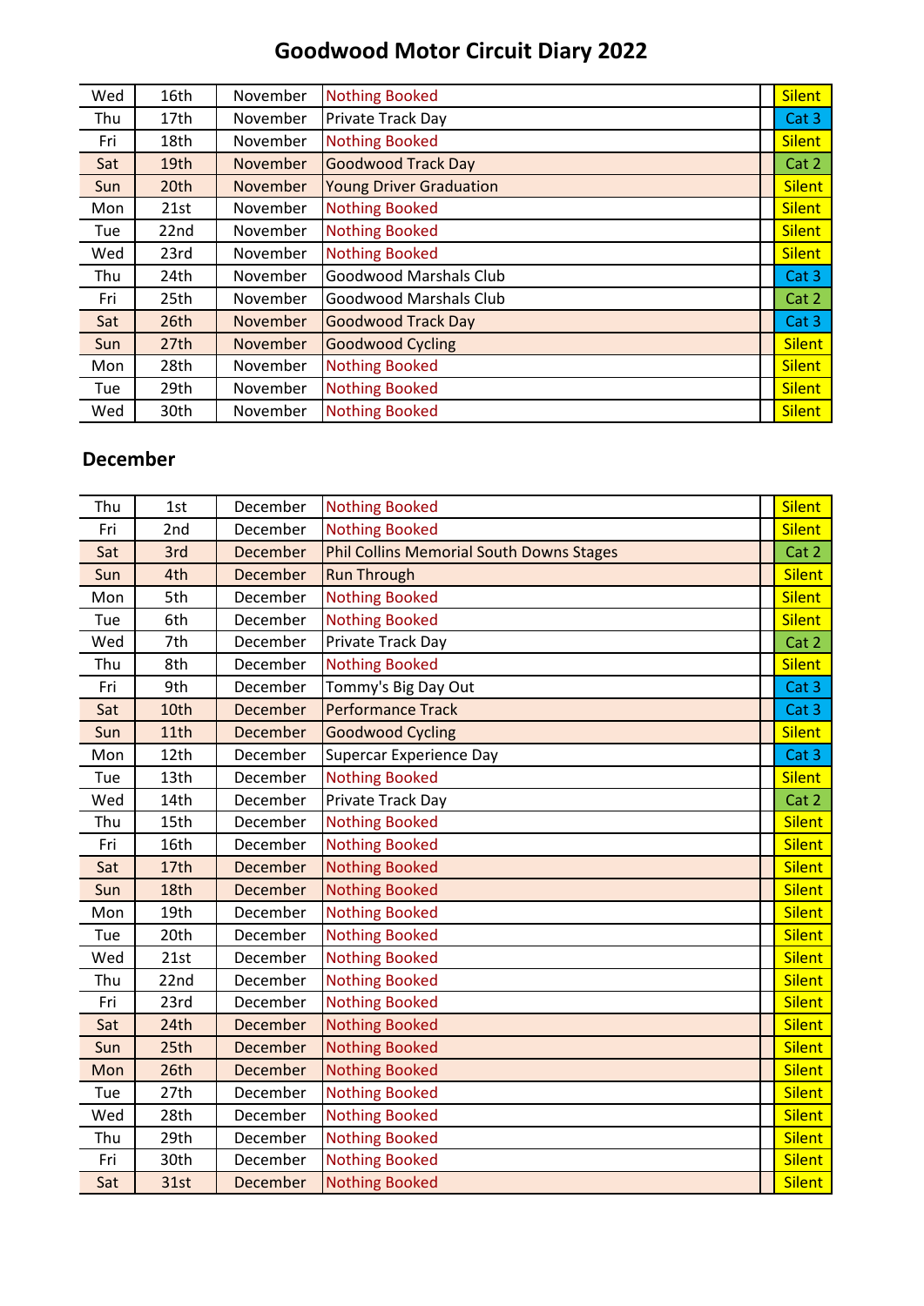# Goodwood Motor Circuit Diary 2022

| | | | | | |
|---|---|---|---|---|---|
| Wed | 16th | November | Nothing Booked | | Silent |
| Thu | 17th | November | Private Track Day | | Cat 3 |
| Fri | 18th | November | Nothing Booked | | Silent |
| Sat | 19th | November | Goodwood Track Day | | Cat 2 |
| Sun | 20th | November | Young Driver Graduation | | Silent |
| Mon | 21st | November | Nothing Booked | | Silent |
| Tue | 22nd | November | Nothing Booked | | Silent |
| Wed | 23rd | November | Nothing Booked | | Silent |
| Thu | 24th | November | Goodwood Marshals Club | | Cat 3 |
| Fri | 25th | November | Goodwood Marshals Club | | Cat 2 |
| Sat | 26th | November | Goodwood Track Day | | Cat 3 |
| Sun | 27th | November | Goodwood Cycling | | Silent |
| Mon | 28th | November | Nothing Booked | | Silent |
| Tue | 29th | November | Nothing Booked | | Silent |
| Wed | 30th | November | Nothing Booked | | Silent |

## December

| | | | | | |
|---|---|---|---|---|---|
| Thu | 1st | December | Nothing Booked | | Silent |
| Fri | 2nd | December | Nothing Booked | | Silent |
| Sat | 3rd | December | Phil Collins Memorial South Downs Stages | | Cat 2 |
| Sun | 4th | December | Run Through | | Silent |
| Mon | 5th | December | Nothing Booked | | Silent |
| Tue | 6th | December | Nothing Booked | | Silent |
| Wed | 7th | December | Private Track Day | | Cat 2 |
| Thu | 8th | December | Nothing Booked | | Silent |
| Fri | 9th | December | Tommy's Big Day Out | | Cat 3 |
| Sat | 10th | December | Performance Track | | Cat 3 |
| Sun | 11th | December | Goodwood Cycling | | Silent |
| Mon | 12th | December | Supercar Experience Day | | Cat 3 |
| Tue | 13th | December | Nothing Booked | | Silent |
| Wed | 14th | December | Private Track Day | | Cat 2 |
| Thu | 15th | December | Nothing Booked | | Silent |
| Fri | 16th | December | Nothing Booked | | Silent |
| Sat | 17th | December | Nothing Booked | | Silent |
| Sun | 18th | December | Nothing Booked | | Silent |
| Mon | 19th | December | Nothing Booked | | Silent |
| Tue | 20th | December | Nothing Booked | | Silent |
| Wed | 21st | December | Nothing Booked | | Silent |
| Thu | 22nd | December | Nothing Booked | | Silent |
| Fri | 23rd | December | Nothing Booked | | Silent |
| Sat | 24th | December | Nothing Booked | | Silent |
| Sun | 25th | December | Nothing Booked | | Silent |
| Mon | 26th | December | Nothing Booked | | Silent |
| Tue | 27th | December | Nothing Booked | | Silent |
| Wed | 28th | December | Nothing Booked | | Silent |
| Thu | 29th | December | Nothing Booked | | Silent |
| Fri | 30th | December | Nothing Booked | | Silent |
| Sat | 31st | December | Nothing Booked | | Silent |